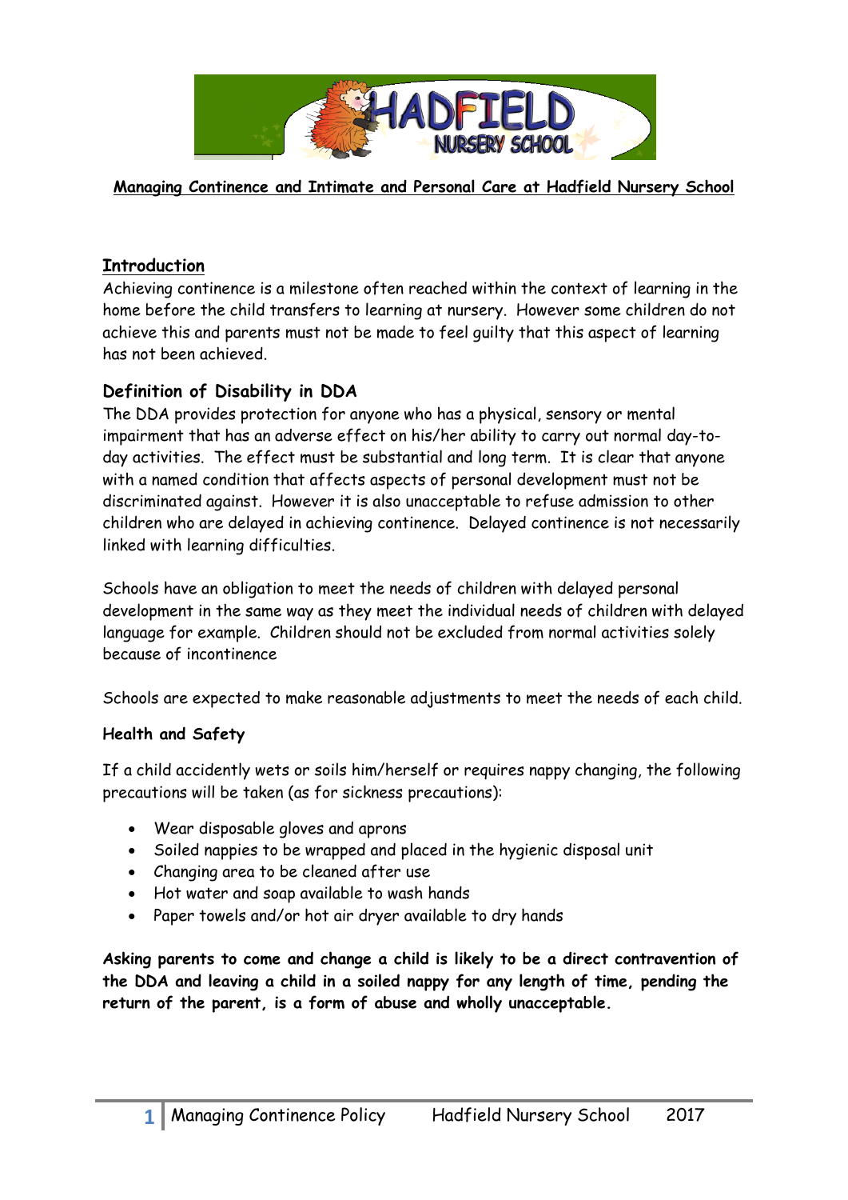**Managing Continence and Intimate and Personal Care at Hadfield Nursery School**

## Introduction

Achieving continence is a milestone often reached within the context of learning in the home before the child transfers to learning at nursery. However some children do not achieve this and parents must not be made to feel guilty that this aspect of learning has not been achieved.

## Definition of Disability in DDA

The DDA provides protection for anyone who has a physical, sensory or mental impairment that has an adverse effect on his/her ability to carry out normal day-to-day activities. The effect must be substantial and long term. It is clear that anyone with a named condition that affects aspects of personal development must not be discriminated against. However it is also unacceptable to refuse admission to other children who are delayed in achieving continence. Delayed continence is not necessarily linked with learning difficulties.

Schools have an obligation to meet the needs of children with delayed personal development in the same way as they meet the individual needs of children with delayed language for example. Children should not be excluded from normal activities solely because of incontinence

Schools are expected to make reasonable adjustments to meet the needs of each child.

### Health and Safety

If a child accidently wets or soils him/herself or requires nappy changing, the following precautions will be taken (as for sickness precautions):

- Wear disposable gloves and aprons
- Soiled nappies to be wrapped and placed in the hygienic disposal unit
- Changing area to be cleaned after use
- Hot water and soap available to wash hands
- Paper towels and/or hot air dryer available to dry hands

**Asking parents to come and change a child is likely to be a direct contravention of the DDA and leaving a child in a soiled nappy for any length of time, pending the return of the parent, is a form of abuse and wholly unacceptable.**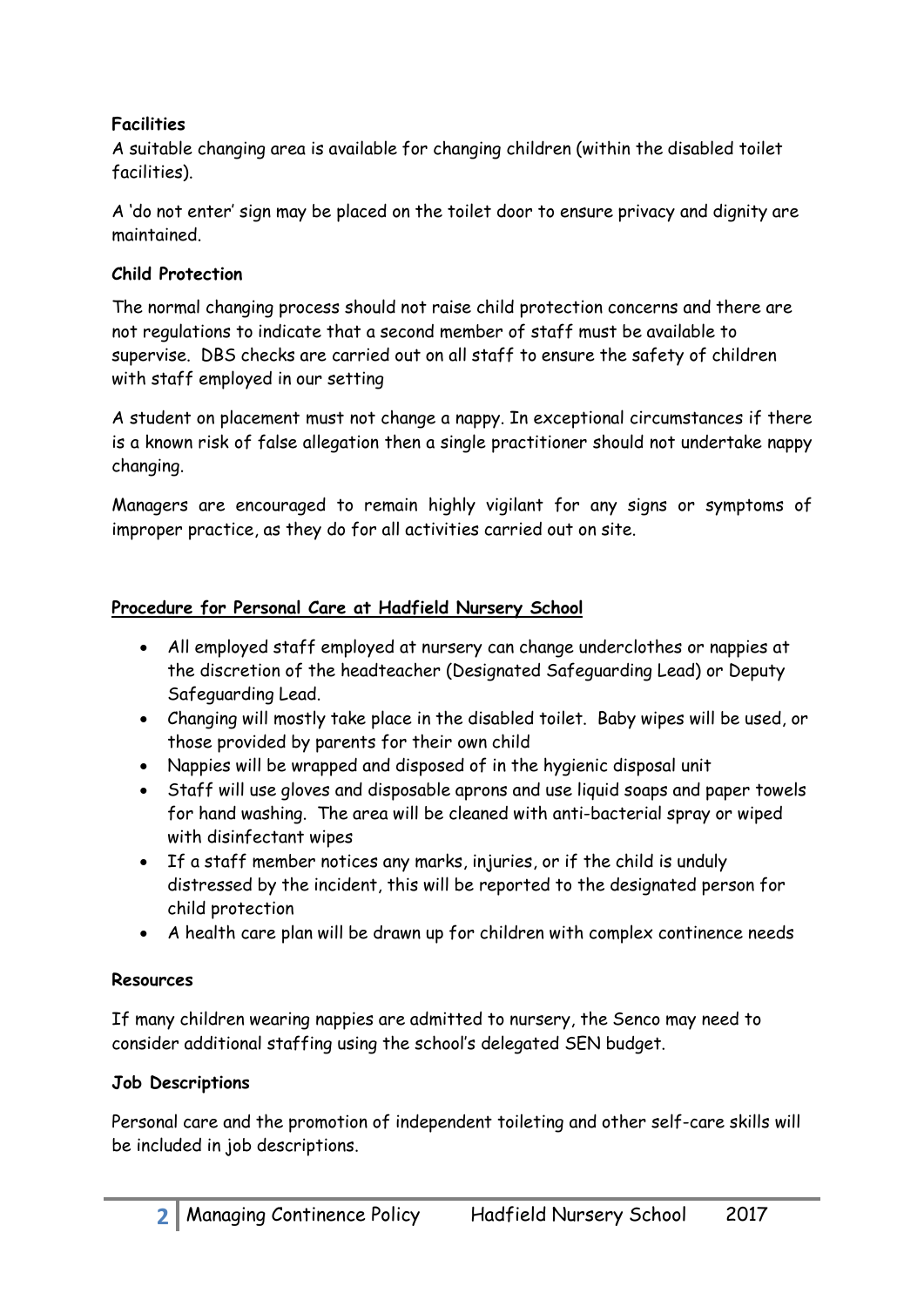**Facilities**

A suitable changing area is available for changing children (within the disabled toilet facilities).

A 'do not enter' sign may be placed on the toilet door to ensure privacy and dignity are maintained.

**Child Protection**

The normal changing process should not raise child protection concerns and there are not regulations to indicate that a second member of staff must be available to supervise. DBS checks are carried out on all staff to ensure the safety of children with staff employed in our setting

A student on placement must not change a nappy. In exceptional circumstances if there is a known risk of false allegation then a single practitioner should not undertake nappy changing.

Managers are encouraged to remain highly vigilant for any signs or symptoms of improper practice, as they do for all activities carried out on site.

**Procedure for Personal Care at Hadfield Nursery School**

- All employed staff employed at nursery can change underclothes or nappies at the discretion of the headteacher (Designated Safeguarding Lead) or Deputy Safeguarding Lead.
- Changing will mostly take place in the disabled toilet. Baby wipes will be used, or those provided by parents for their own child
- Nappies will be wrapped and disposed of in the hygienic disposal unit
- Staff will use gloves and disposable aprons and use liquid soaps and paper towels for hand washing. The area will be cleaned with anti-bacterial spray or wiped with disinfectant wipes
- If a staff member notices any marks, injuries, or if the child is unduly distressed by the incident, this will be reported to the designated person for child protection
- A health care plan will be drawn up for children with complex continence needs

**Resources**

If many children wearing nappies are admitted to nursery, the Senco may need to consider additional staffing using the school's delegated SEN budget.

**Job Descriptions**

Personal care and the promotion of independent toileting and other self-care skills will be included in job descriptions.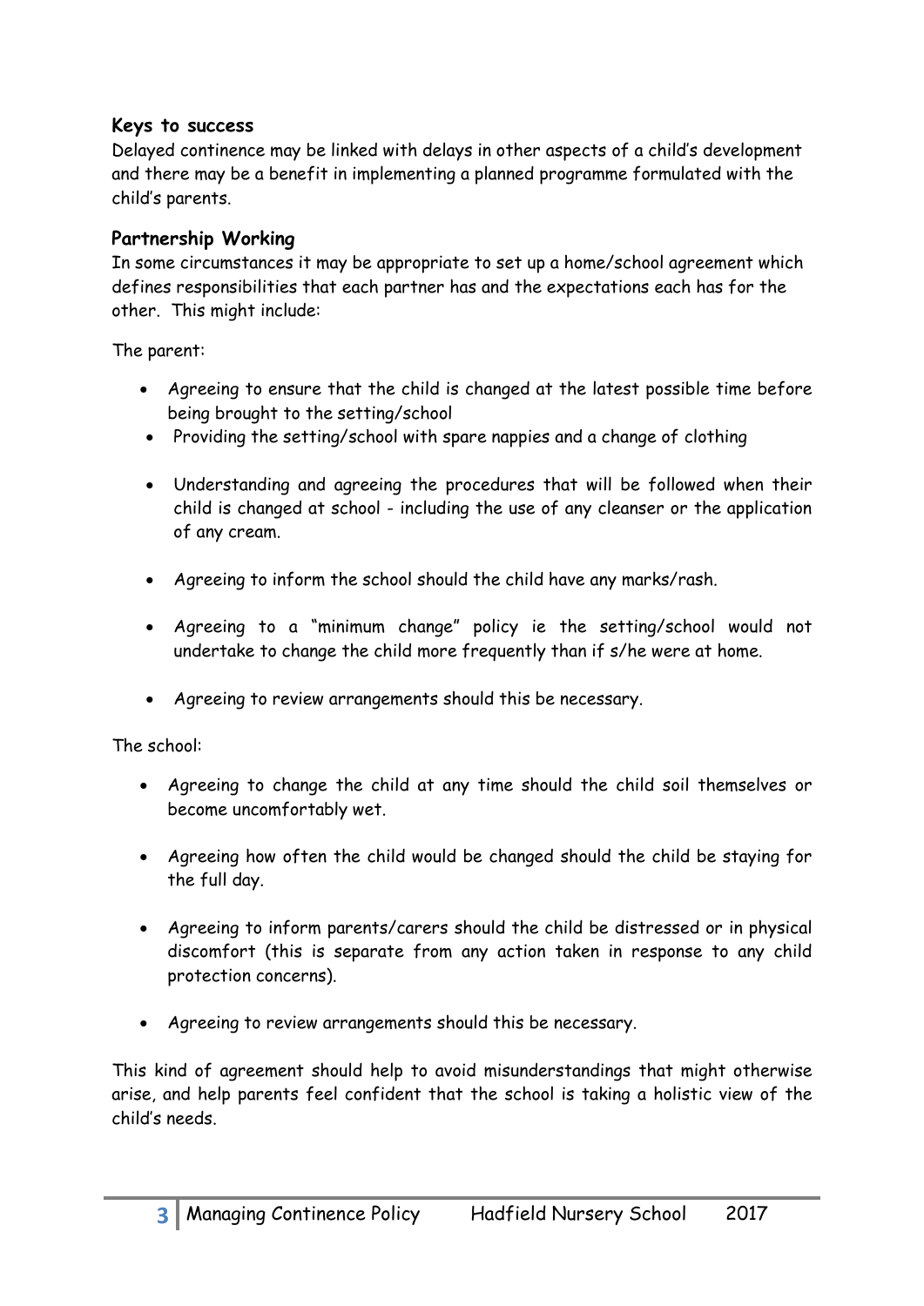### Keys to success

Delayed continence may be linked with delays in other aspects of a child's development and there may be a benefit in implementing a planned programme formulated with the child's parents.

### Partnership Working

In some circumstances it may be appropriate to set up a home/school agreement which defines responsibilities that each partner has and the expectations each has for the other. This might include:

The parent:

- Agreeing to ensure that the child is changed at the latest possible time before being brought to the setting/school
- Providing the setting/school with spare nappies and a change of clothing
- Understanding and agreeing the procedures that will be followed when their child is changed at school - including the use of any cleanser or the application of any cream.
- Agreeing to inform the school should the child have any marks/rash.
- Agreeing to a "minimum change" policy ie the setting/school would not undertake to change the child more frequently than if s/he were at home.
- Agreeing to review arrangements should this be necessary.

The school:

- Agreeing to change the child at any time should the child soil themselves or become uncomfortably wet.
- Agreeing how often the child would be changed should the child be staying for the full day.
- Agreeing to inform parents/carers should the child be distressed or in physical discomfort (this is separate from any action taken in response to any child protection concerns).
- Agreeing to review arrangements should this be necessary.

This kind of agreement should help to avoid misunderstandings that might otherwise arise, and help parents feel confident that the school is taking a holistic view of the child's needs.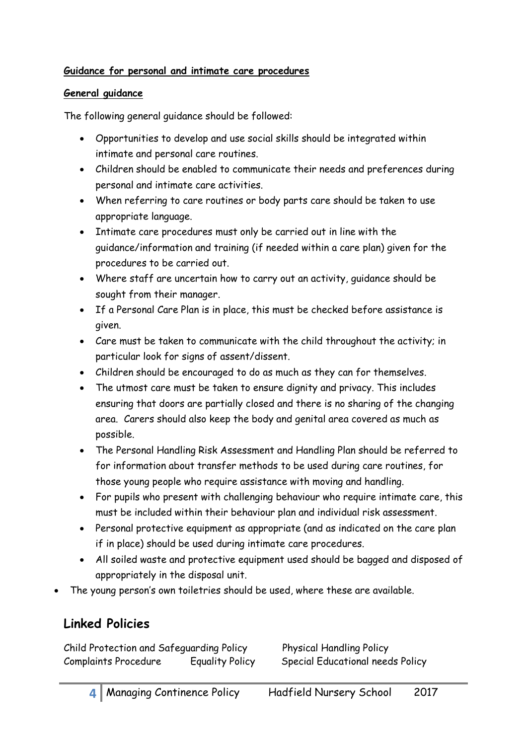**Guidance for personal and intimate care procedures**

**General guidance**

The following general guidance should be followed:

- Opportunities to develop and use social skills should be integrated within intimate and personal care routines.
- Children should be enabled to communicate their needs and preferences during personal and intimate care activities.
- When referring to care routines or body parts care should be taken to use appropriate language.
- Intimate care procedures must only be carried out in line with the guidance/information and training (if needed within a care plan) given for the procedures to be carried out.
- Where staff are uncertain how to carry out an activity, guidance should be sought from their manager.
- If a Personal Care Plan is in place, this must be checked before assistance is given.
- Care must be taken to communicate with the child throughout the activity; in particular look for signs of assent/dissent.
- Children should be encouraged to do as much as they can for themselves.
- The utmost care must be taken to ensure dignity and privacy. This includes ensuring that doors are partially closed and there is no sharing of the changing area. Carers should also keep the body and genital area covered as much as possible.
- The Personal Handling Risk Assessment and Handling Plan should be referred to for information about transfer methods to be used during care routines, for those young people who require assistance with moving and handling.
- For pupils who present with challenging behaviour who require intimate care, this must be included within their behaviour plan and individual risk assessment.
- Personal protective equipment as appropriate (and as indicated on the care plan if in place) should be used during intimate care procedures.
- All soiled waste and protective equipment used should be bagged and disposed of appropriately in the disposal unit.
- The young person's own toiletries should be used, where these are available.

## Linked Policies

Child Protection and Safeguarding Policy

Physical Handling Policy

Complaints Procedure

Equality Policy

Special Educational needs Policy